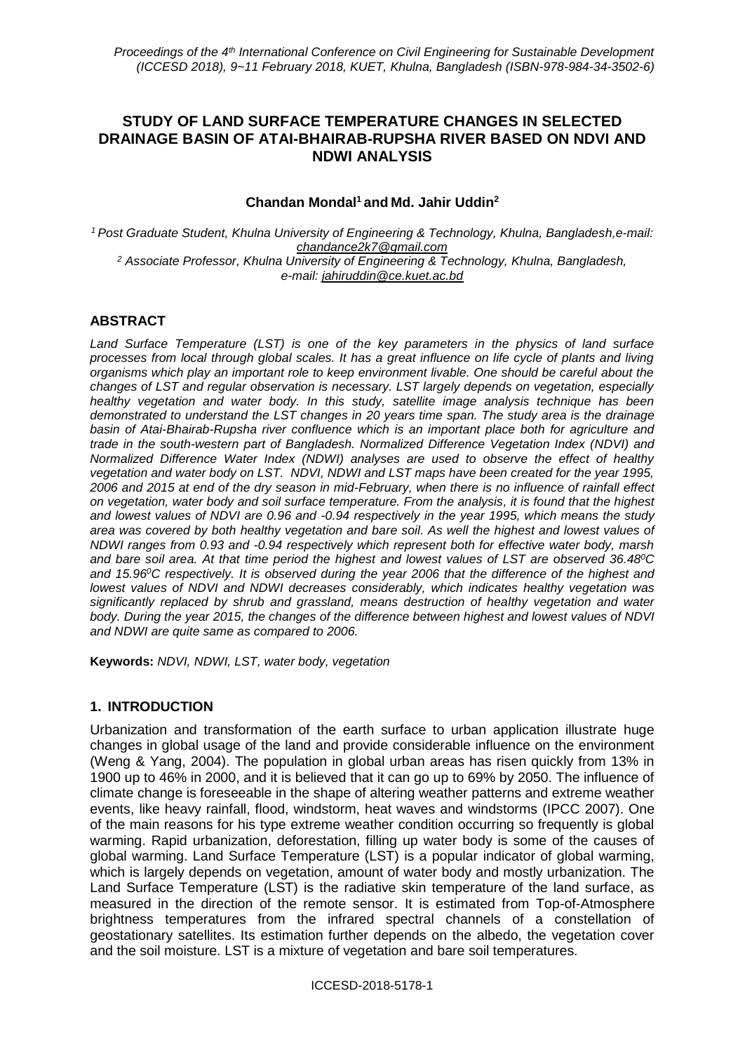# STUDY OF LAND SURFACE TEMPERATURE CHANGES IN SELECTED DRAINAGE BASIN OF ATAI-BHAIRAB-RUPSHA RIVER BASED ON NDVI AND NDWI ANALYSIS

**Chandan Mondal[1] and Md. Jahir Uddin[2]**

[1] *Post Graduate Student, Khulna University of Engineering & Technology, Khulna, Bangladesh,e-mail: chandance2k7@gmail.com*

[2] *Associate Professor, Khulna University of Engineering & Technology, Khulna, Bangladesh, e-mail: jahiruddin@ce.kuet.ac.bd*

## ABSTRACT

*Land Surface Temperature (LST) is one of the key parameters in the physics of land surface processes from local through global scales. It has a great influence on life cycle of plants and living organisms which play an important role to keep environment livable. One should be careful about the changes of LST and regular observation is necessary. LST largely depends on vegetation, especially healthy vegetation and water body. In this study, satellite image analysis technique has been demonstrated to understand the LST changes in 20 years time span. The study area is the drainage basin of Atai-Bhairab-Rupsha river confluence which is an important place both for agriculture and trade in the south-western part of Bangladesh. Normalized Difference Vegetation Index (NDVI) and Normalized Difference Water Index (NDWI) analyses are used to observe the effect of healthy vegetation and water body on LST. NDVI, NDWI and LST maps have been created for the year 1995, 2006 and 2015 at end of the dry season in mid-February, when there is no influence of rainfall effect on vegetation, water body and soil surface temperature. From the analysis, it is found that the highest and lowest values of NDVI are 0.96 and -0.94 respectively in the year 1995, which means the study area was covered by both healthy vegetation and bare soil. As well the highest and lowest values of NDWI ranges from 0.93 and -0.94 respectively which represent both for effective water body, marsh and bare soil area. At that time period the highest and lowest values of LST are observed 36.48$^0$C and 15.96$^0$C respectively. It is observed during the year 2006 that the difference of the highest and lowest values of NDVI and NDWI decreases considerably, which indicates healthy vegetation was significantly replaced by shrub and grassland, means destruction of healthy vegetation and water body. During the year 2015, the changes of the difference between highest and lowest values of NDVI and NDWI are quite same as compared to 2006.*

**Keywords:** *NDVI, NDWI, LST, water body, vegetation*

## 1. INTRODUCTION

Urbanization and transformation of the earth surface to urban application illustrate huge changes in global usage of the land and provide considerable influence on the environment (Weng & Yang, 2004). The population in global urban areas has risen quickly from 13% in 1900 up to 46% in 2000, and it is believed that it can go up to 69% by 2050. The influence of climate change is foreseeable in the shape of altering weather patterns and extreme weather events, like heavy rainfall, flood, windstorm, heat waves and windstorms (IPCC 2007). One of the main reasons for his type extreme weather condition occurring so frequently is global warming. Rapid urbanization, deforestation, filling up water body is some of the causes of global warming. Land Surface Temperature (LST) is a popular indicator of global warming, which is largely depends on vegetation, amount of water body and mostly urbanization. The Land Surface Temperature (LST) is the radiative skin temperature of the land surface, as measured in the direction of the remote sensor. It is estimated from Top-of-Atmosphere brightness temperatures from the infrared spectral channels of a constellation of geostationary satellites. Its estimation further depends on the albedo, the vegetation cover and the soil moisture. LST is a mixture of vegetation and bare soil temperatures.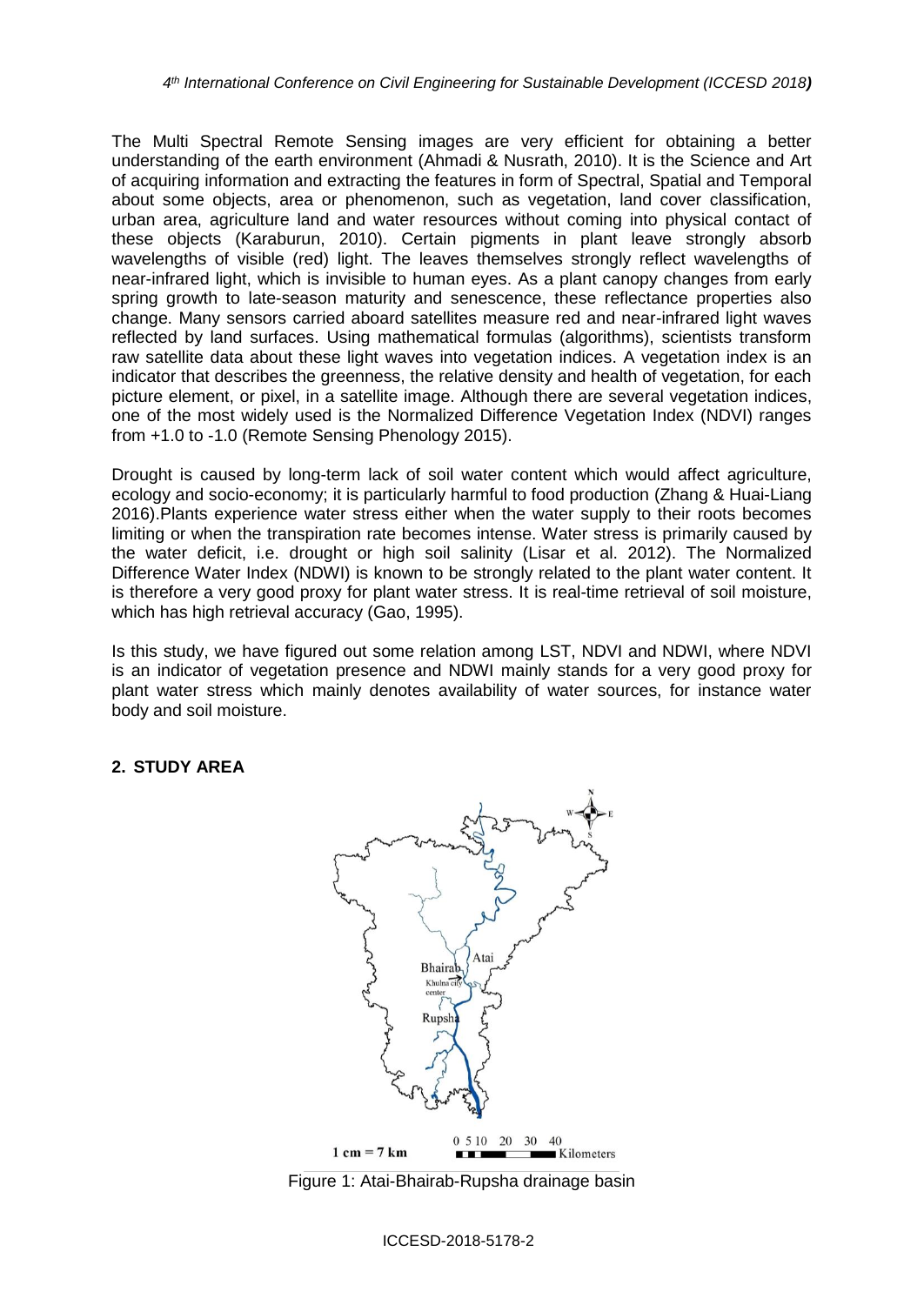The Multi Spectral Remote Sensing images are very efficient for obtaining a better understanding of the earth environment (Ahmadi & Nusrath, 2010). It is the Science and Art of acquiring information and extracting the features in form of Spectral, Spatial and Temporal about some objects, area or phenomenon, such as vegetation, land cover classification, urban area, agriculture land and water resources without coming into physical contact of these objects (Karaburun, 2010). Certain pigments in plant leave strongly absorb wavelengths of visible (red) light. The leaves themselves strongly reflect wavelengths of near-infrared light, which is invisible to human eyes. As a plant canopy changes from early spring growth to late-season maturity and senescence, these reflectance properties also change. Many sensors carried aboard satellites measure red and near-infrared light waves reflected by land surfaces. Using mathematical formulas (algorithms), scientists transform raw satellite data about these light waves into vegetation indices. A vegetation index is an indicator that describes the greenness, the relative density and health of vegetation, for each picture element, or pixel, in a satellite image. Although there are several vegetation indices, one of the most widely used is the Normalized Difference Vegetation Index (NDVI) ranges from +1.0 to -1.0 (Remote Sensing Phenology 2015).

Drought is caused by long-term lack of soil water content which would affect agriculture, ecology and socio-economy; it is particularly harmful to food production (Zhang & Huai-Liang 2016).Plants experience water stress either when the water supply to their roots becomes limiting or when the transpiration rate becomes intense. Water stress is primarily caused by the water deficit, i.e. drought or high soil salinity (Lisar et al. 2012). The Normalized Difference Water Index (NDWI) is known to be strongly related to the plant water content. It is therefore a very good proxy for plant water stress. It is real-time retrieval of soil moisture, which has high retrieval accuracy (Gao, 1995).

Is this study, we have figured out some relation among LST, NDVI and NDWI, where NDVI is an indicator of vegetation presence and NDWI mainly stands for a very good proxy for plant water stress which mainly denotes availability of water sources, for instance water body and soil moisture.

## 2. STUDY AREA

Figure 1: Atai-Bhairab-Rupsha drainage basin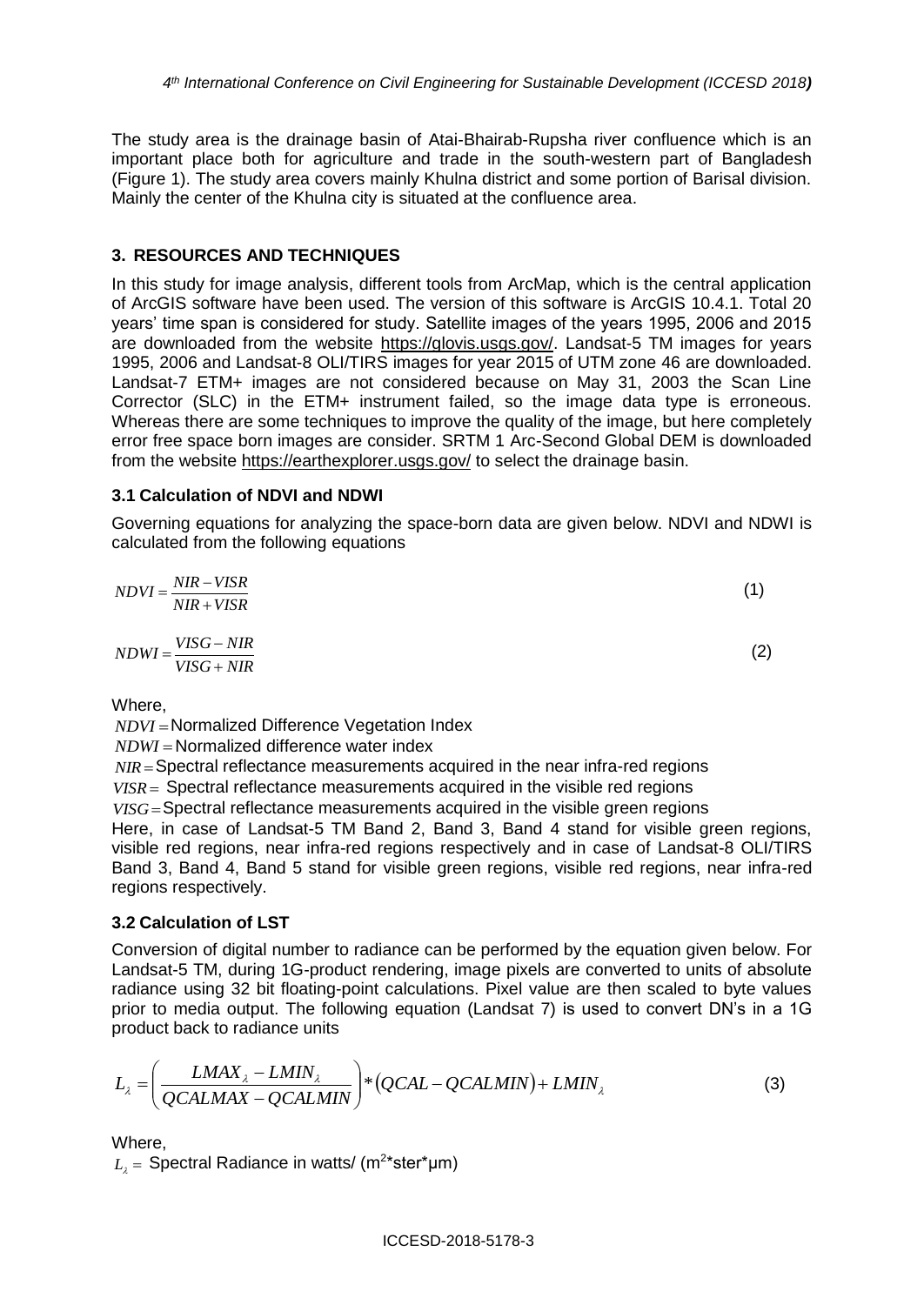The study area is the drainage basin of Atai-Bhairab-Rupsha river confluence which is an important place both for agriculture and trade in the south-western part of Bangladesh (Figure 1). The study area covers mainly Khulna district and some portion of Barisal division. Mainly the center of the Khulna city is situated at the confluence area.

## 3. RESOURCES AND TECHNIQUES

In this study for image analysis, different tools from ArcMap, which is the central application of ArcGIS software have been used. The version of this software is ArcGIS 10.4.1. Total 20 years' time span is considered for study. Satellite images of the years 1995, 2006 and 2015 are downloaded from the website https://glovis.usgs.gov/. Landsat-5 TM images for years 1995, 2006 and Landsat-8 OLI/TIRS images for year 2015 of UTM zone 46 are downloaded. Landsat-7 ETM+ images are not considered because on May 31, 2003 the Scan Line Corrector (SLC) in the ETM+ instrument failed, so the image data type is erroneous. Whereas there are some techniques to improve the quality of the image, but here completely error free space born images are consider. SRTM 1 Arc-Second Global DEM is downloaded from the website https://earthexplorer.usgs.gov/ to select the drainage basin.

### 3.1 Calculation of NDVI and NDWI

Governing equations for analyzing the space-born data are given below. NDVI and NDWI is calculated from the following equations

$$NDVI = \frac{NIR - VISR}{NIR + VISR} \tag{1}$$

$$NDWI = \frac{VISG - NIR}{VISG + NIR} \tag{2}$$

Where,

$NDVI$ = Normalized Difference Vegetation Index

$NDWI$ = Normalized difference water index

$NIR$ = Spectral reflectance measurements acquired in the near infra-red regions

$VISR$ = Spectral reflectance measurements acquired in the visible red regions

$VISG$ = Spectral reflectance measurements acquired in the visible green regions

Here, in case of Landsat-5 TM Band 2, Band 3, Band 4 stand for visible green regions, visible red regions, near infra-red regions respectively and in case of Landsat-8 OLI/TIRS Band 3, Band 4, Band 5 stand for visible green regions, visible red regions, near infra-red regions respectively.

### 3.2 Calculation of LST

Conversion of digital number to radiance can be performed by the equation given below. For Landsat-5 TM, during 1G-product rendering, image pixels are converted to units of absolute radiance using 32 bit floating-point calculations. Pixel value are then scaled to byte values prior to media output. The following equation (Landsat 7) is used to convert DN's in a 1G product back to radiance units

$$L_\lambda = \left( \frac{LMAX_\lambda - LMIN_\lambda}{QCALMAX - QCALMIN} \right) * \left( QCAL - QCALMIN \right) + LMIN_\lambda \tag{3}$$

Where,

$L_\lambda$ = Spectral Radiance in watts/ ($m^2$*ster*μm)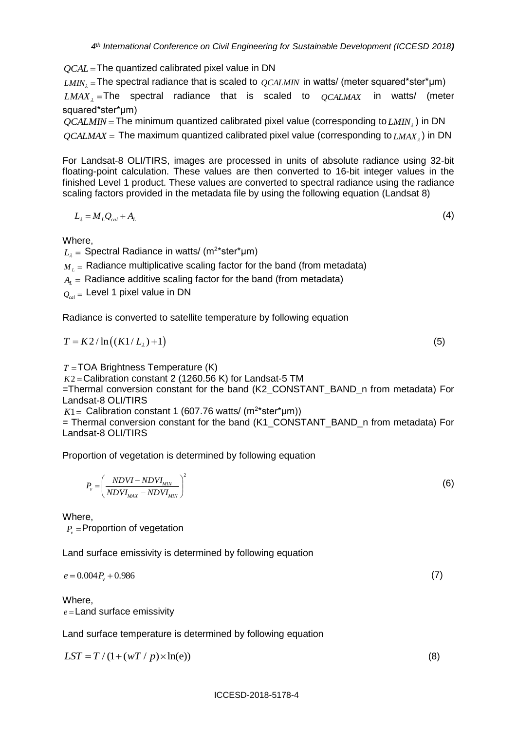$QCAL =$ The quantized calibrated pixel value in DN

$LMIN_{\lambda} =$ The spectral radiance that is scaled to $QCALMIN$ in watts/ (meter squared*ster*µm)

$LMAX_{\lambda} =$ The spectral radiance that is scaled to $QCALMAX$ in watts/ (meter squared*ster*µm)

$QCALMIN =$ The minimum quantized calibrated pixel value (corresponding to $LMIN_{\lambda}$) in DN

$QCALMAX =$ The maximum quantized calibrated pixel value (corresponding to $LMAX_{\lambda}$) in DN

For Landsat-8 OLI/TIRS, images are processed in units of absolute radiance using 32-bit floating-point calculation. These values are then converted to 16-bit integer values in the finished Level 1 product. These values are converted to spectral radiance using the radiance scaling factors provided in the metadata file by using the following equation (Landsat 8)

$$L_{\lambda} = M_L Q_{cal} + A_L \tag{4}$$

Where,

$L_{\lambda} =$ Spectral Radiance in watts/ (m$^2$*ster*µm)

$M_L =$ Radiance multiplicative scaling factor for the band (from metadata)

$A_L =$ Radiance additive scaling factor for the band (from metadata)

$Q_{cal} =$ Level 1 pixel value in DN

Radiance is converted to satellite temperature by following equation

$$T = K2 / \ln\left((K1 / L_{\lambda}) + 1\right) \tag{5}$$

$T =$ TOA Brightness Temperature (K)

$K2 =$ Calibration constant 2 (1260.56 K) for Landsat-5 TM

=Thermal conversion constant for the band (K2_CONSTANT_BAND_n from metadata) For Landsat-8 OLI/TIRS

$K1 =$ Calibration constant 1 (607.76 watts/ (m$^2$*ster*µm))

= Thermal conversion constant for the band (K1_CONSTANT_BAND_n from metadata) For Landsat-8 OLI/TIRS

Proportion of vegetation is determined by following equation

$$P_v = \left( \frac{NDVI - NDVI_{MIN}}{NDVI_{MAX} - NDVI_{MIN}} \right)^2 \tag{6}$$

Where,

$P_v =$ Proportion of vegetation

Land surface emissivity is determined by following equation

$$e = 0.004 P_v + 0.986 \tag{7}$$

Where,

$e =$ Land surface emissivity

Land surface temperature is determined by following equation

$$LST = T / (1 + (wT / p) \times \ln(\mathrm{e})) \tag{8}$$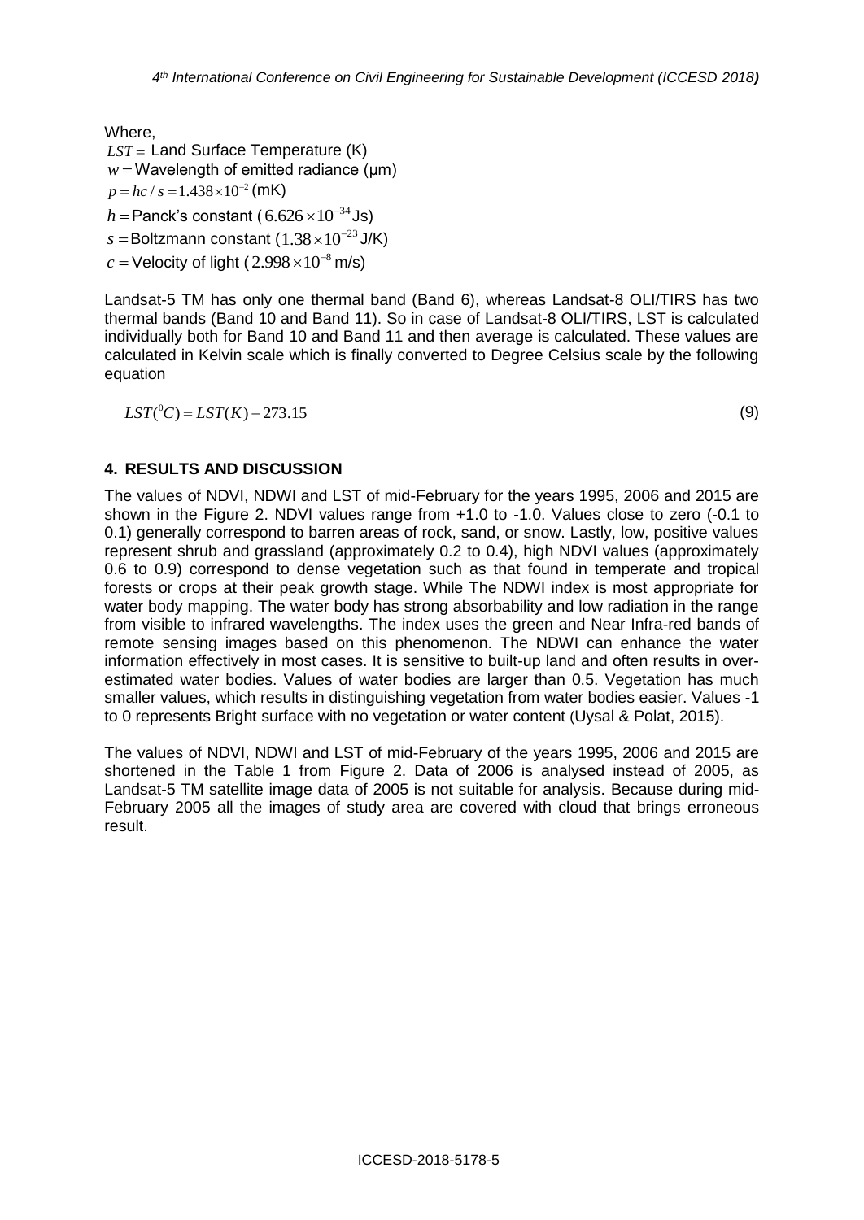Where,

$LST =$ Land Surface Temperature (K)

$w =$ Wavelength of emitted radiance (μm)

$p = hc/s = 1.438 \times 10^{-2}$ (mK)

$h =$ Panck's constant ($6.626 \times 10^{-34}$ Js)

$s =$ Boltzmann constant ($1.38 \times 10^{-23}$ J/K)

$c =$ Velocity of light ($2.998 \times 10^{-8}$ m/s)

Landsat-5 TM has only one thermal band (Band 6), whereas Landsat-8 OLI/TIRS has two thermal bands (Band 10 and Band 11). So in case of Landsat-8 OLI/TIRS, LST is calculated individually both for Band 10 and Band 11 and then average is calculated. These values are calculated in Kelvin scale which is finally converted to Degree Celsius scale by the following equation

$$LST(^0C) = LST(K) - 273.15 \tag{9}$$

## 4. RESULTS AND DISCUSSION

The values of NDVI, NDWI and LST of mid-February for the years 1995, 2006 and 2015 are shown in the Figure 2. NDVI values range from +1.0 to -1.0. Values close to zero (-0.1 to 0.1) generally correspond to barren areas of rock, sand, or snow. Lastly, low, positive values represent shrub and grassland (approximately 0.2 to 0.4), high NDVI values (approximately 0.6 to 0.9) correspond to dense vegetation such as that found in temperate and tropical forests or crops at their peak growth stage. While The NDWI index is most appropriate for water body mapping. The water body has strong absorbability and low radiation in the range from visible to infrared wavelengths. The index uses the green and Near Infra-red bands of remote sensing images based on this phenomenon. The NDWI can enhance the water information effectively in most cases. It is sensitive to built-up land and often results in over-estimated water bodies. Values of water bodies are larger than 0.5. Vegetation has much smaller values, which results in distinguishing vegetation from water bodies easier. Values -1 to 0 represents Bright surface with no vegetation or water content (Uysal & Polat, 2015).

The values of NDVI, NDWI and LST of mid-February of the years 1995, 2006 and 2015 are shortened in the Table 1 from Figure 2. Data of 2006 is analysed instead of 2005, as Landsat-5 TM satellite image data of 2005 is not suitable for analysis. Because during mid-February 2005 all the images of study area are covered with cloud that brings erroneous result.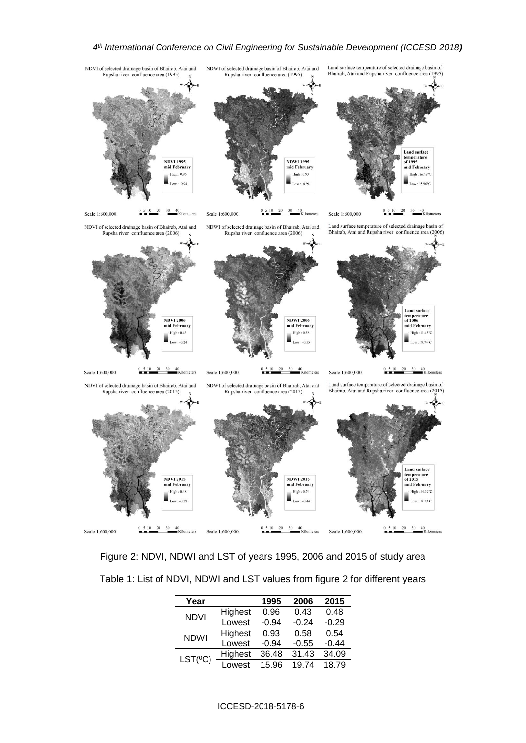Figure 2: NDVI, NDWI and LST of years 1995, 2006 and 2015 of study area

Table 1: List of NDVI, NDWI and LST values from figure 2 for different years

| Year | | 1995 | 2006 | 2015 |
|---|---|---|---|---|
| NDVI | Highest | 0.96 | 0.43 | 0.48 |
| | Lowest | -0.94 | -0.24 | -0.29 |
| NDWI | Highest | 0.93 | 0.58 | 0.54 |
| | Lowest | -0.94 | -0.55 | -0.44 |
| LST($^0$C) | Highest | 36.48 | 31.43 | 34.09 |
| | Lowest | 15.96 | 19.74 | 18.79 |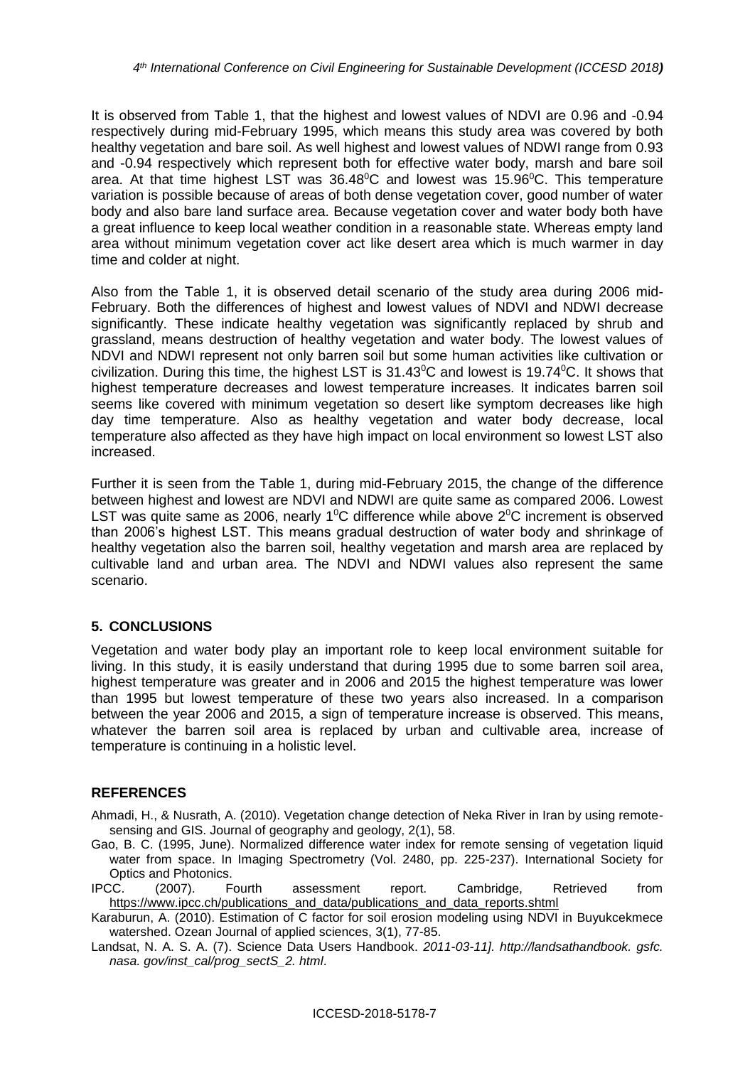It is observed from Table 1, that the highest and lowest values of NDVI are 0.96 and -0.94 respectively during mid-February 1995, which means this study area was covered by both healthy vegetation and bare soil. As well highest and lowest values of NDWI range from 0.93 and -0.94 respectively which represent both for effective water body, marsh and bare soil area. At that time highest LST was 36.48$^0$C and lowest was 15.96$^0$C. This temperature variation is possible because of areas of both dense vegetation cover, good number of water body and also bare land surface area. Because vegetation cover and water body both have a great influence to keep local weather condition in a reasonable state. Whereas empty land area without minimum vegetation cover act like desert area which is much warmer in day time and colder at night.

Also from the Table 1, it is observed detail scenario of the study area during 2006 mid-February. Both the differences of highest and lowest values of NDVI and NDWI decrease significantly. These indicate healthy vegetation was significantly replaced by shrub and grassland, means destruction of healthy vegetation and water body. The lowest values of NDVI and NDWI represent not only barren soil but some human activities like cultivation or civilization. During this time, the highest LST is 31.43$^0$C and lowest is 19.74$^0$C. It shows that highest temperature decreases and lowest temperature increases. It indicates barren soil seems like covered with minimum vegetation so desert like symptom decreases like high day time temperature. Also as healthy vegetation and water body decrease, local temperature also affected as they have high impact on local environment so lowest LST also increased.

Further it is seen from the Table 1, during mid-February 2015, the change of the difference between highest and lowest are NDVI and NDWI are quite same as compared 2006. Lowest LST was quite same as 2006, nearly 1$^0$C difference while above 2$^0$C increment is observed than 2006's highest LST. This means gradual destruction of water body and shrinkage of healthy vegetation also the barren soil, healthy vegetation and marsh area are replaced by cultivable land and urban area. The NDVI and NDWI values also represent the same scenario.

## 5. CONCLUSIONS

Vegetation and water body play an important role to keep local environment suitable for living. In this study, it is easily understand that during 1995 due to some barren soil area, highest temperature was greater and in 2006 and 2015 the highest temperature was lower than 1995 but lowest temperature of these two years also increased. In a comparison between the year 2006 and 2015, a sign of temperature increase is observed. This means, whatever the barren soil area is replaced by urban and cultivable area, increase of temperature is continuing in a holistic level.

## REFERENCES

Ahmadi, H., & Nusrath, A. (2010). Vegetation change detection of Neka River in Iran by using remote-sensing and GIS. Journal of geography and geology, 2(1), 58.

Gao, B. C. (1995, June). Normalized difference water index for remote sensing of vegetation liquid water from space. In Imaging Spectrometry (Vol. 2480, pp. 225-237). International Society for Optics and Photonics.

IPCC. (2007). Fourth assessment report. Cambridge, Retrieved from https://www.ipcc.ch/publications_and_data/publications_and_data_reports.shtml

Karaburun, A. (2010). Estimation of C factor for soil erosion modeling using NDVI in Buyukcekmece watershed. Ozean Journal of applied sciences, 3(1), 77-85.

Landsat, N. A. S. A. (7). Science Data Users Handbook. *2011-03-11]. http://landsathandbook. gsfc. nasa. gov/inst_cal/prog_sectS_2. html*.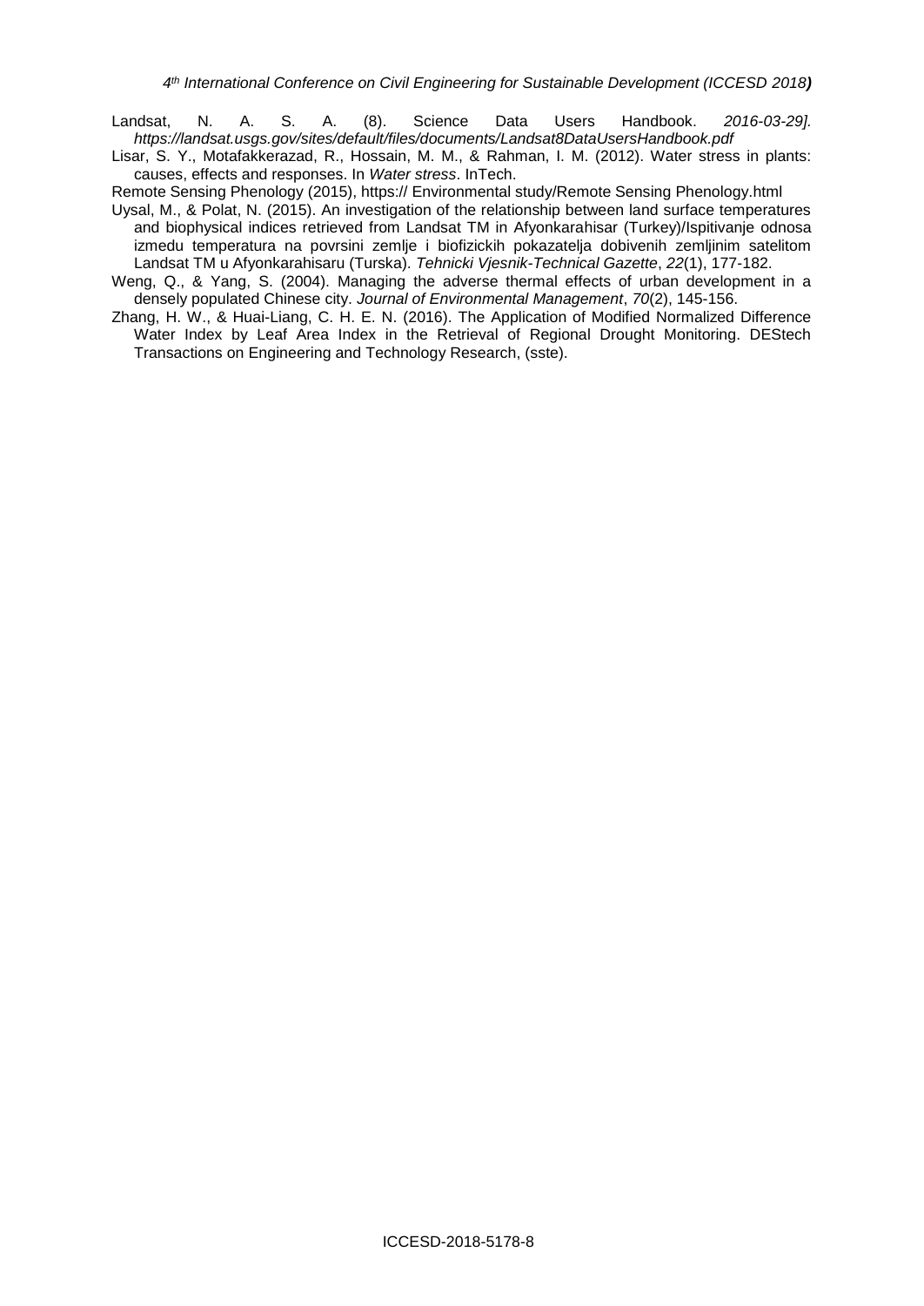Landsat, N. A. S. A. (8). Science Data Users Handbook. *2016-03-29]. https://landsat.usgs.gov/sites/default/files/documents/Landsat8DataUsersHandbook.pdf*

Lisar, S. Y., Motafakkerazad, R., Hossain, M. M., & Rahman, I. M. (2012). Water stress in plants: causes, effects and responses. In *Water stress*. InTech.

Remote Sensing Phenology (2015), https:// Environmental study/Remote Sensing Phenology.html

Uysal, M., & Polat, N. (2015). An investigation of the relationship between land surface temperatures and biophysical indices retrieved from Landsat TM in Afyonkarahisar (Turkey)/Ispitivanje odnosa izmedu temperatura na povrsini zemlje i biofizickih pokazatelja dobivenih zemljinim satelitom Landsat TM u Afyonkarahisaru (Turska). *Tehnicki Vjesnik-Technical Gazette*, *22*(1), 177-182.

Weng, Q., & Yang, S. (2004). Managing the adverse thermal effects of urban development in a densely populated Chinese city. *Journal of Environmental Management*, *70*(2), 145-156.

Zhang, H. W., & Huai-Liang, C. H. E. N. (2016). The Application of Modified Normalized Difference Water Index by Leaf Area Index in the Retrieval of Regional Drought Monitoring. DEStech Transactions on Engineering and Technology Research, (sste).